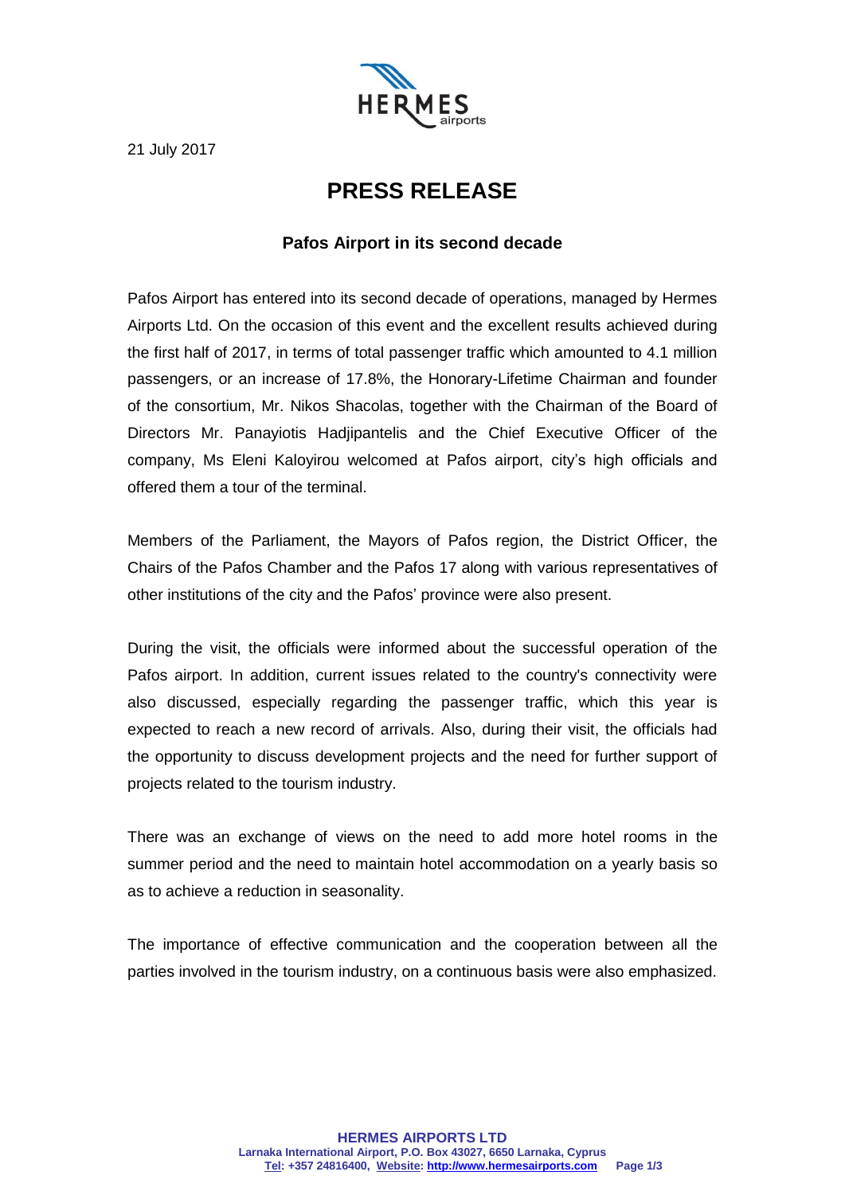21 July 2017

# PRESS RELEASE

### Pafos Airport in its second decade

Pafos Airport has entered into its second decade of operations, managed by Hermes Airports Ltd. On the occasion of this event and the excellent results achieved during the first half of 2017, in terms of total passenger traffic which amounted to 4.1 million passengers, or an increase of 17.8%, the Honorary-Lifetime Chairman and founder of the consortium, Mr. Nikos Shacolas, together with the Chairman of the Board of Directors Mr. Panayiotis Hadjipantelis and the Chief Executive Officer of the company, Ms Eleni Kaloyirou welcomed at Pafos airport, city's high officials and offered them a tour of the terminal.

Members of the Parliament, the Mayors of Pafos region, the District Officer, the Chairs of the Pafos Chamber and the Pafos 17 along with various representatives of other institutions of the city and the Pafos' province were also present.

During the visit, the officials were informed about the successful operation of the Pafos airport. In addition, current issues related to the country's connectivity were also discussed, especially regarding the passenger traffic, which this year is expected to reach a new record of arrivals. Also, during their visit, the officials had the opportunity to discuss development projects and the need for further support of projects related to the tourism industry.

There was an exchange of views on the need to add more hotel rooms in the summer period and the need to maintain hotel accommodation on a yearly basis so as to achieve a reduction in seasonality.

The importance of effective communication and the cooperation between all the parties involved in the tourism industry, on a continuous basis were also emphasized.

**HERMES AIRPORTS LTD**
**Larnaka International Airport, P.O. Box 43027, 6650 Larnaka, Cyprus**
**Tel: +357 24816400, Website: http://www.hermesairports.com**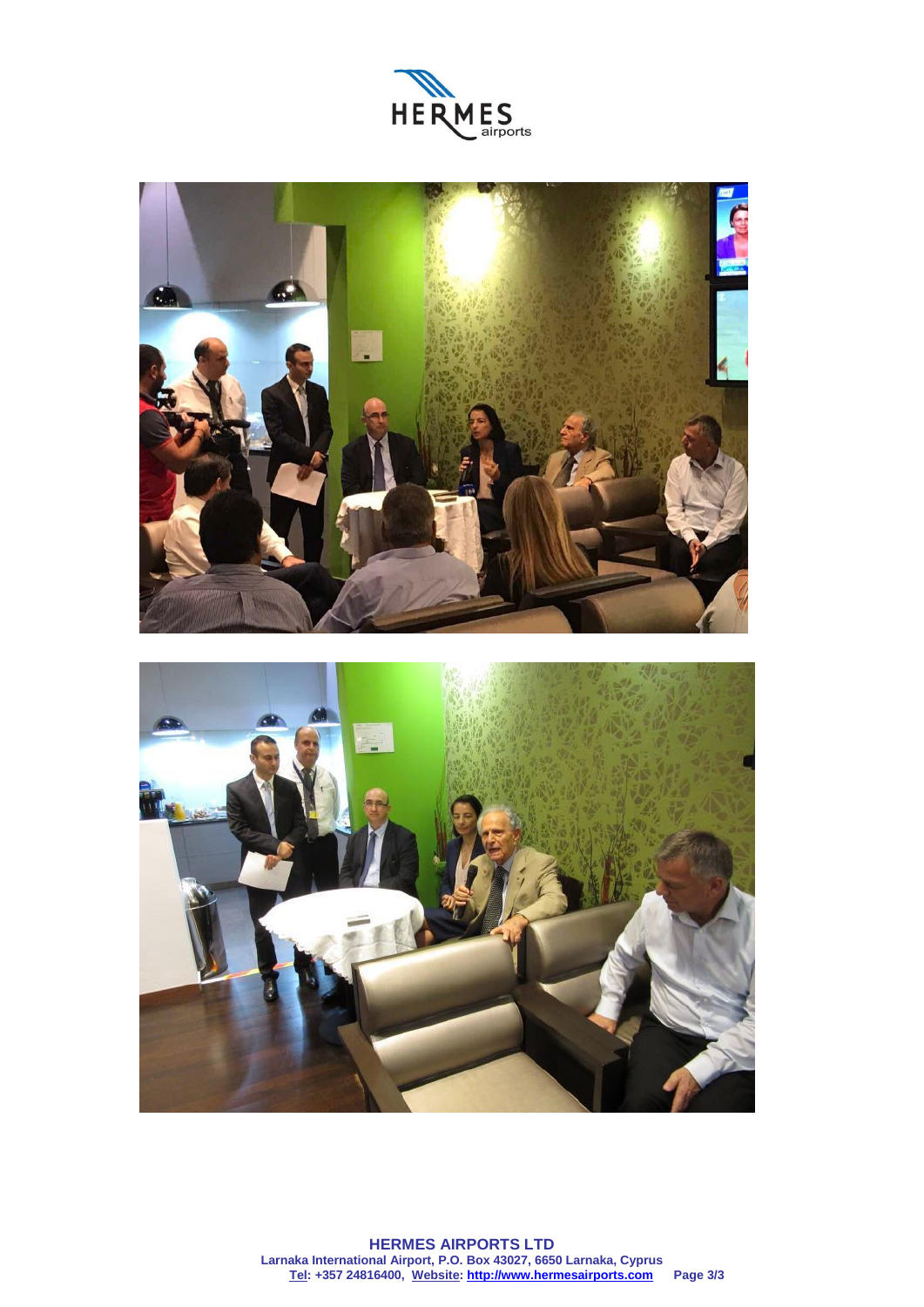**HERMES AIRPORTS LTD**
**Larnaka International Airport, P.O. Box 43027, 6650 Larnaka, Cyprus**
**Tel: +357 24816400, Website: http://www.hermesairports.com**